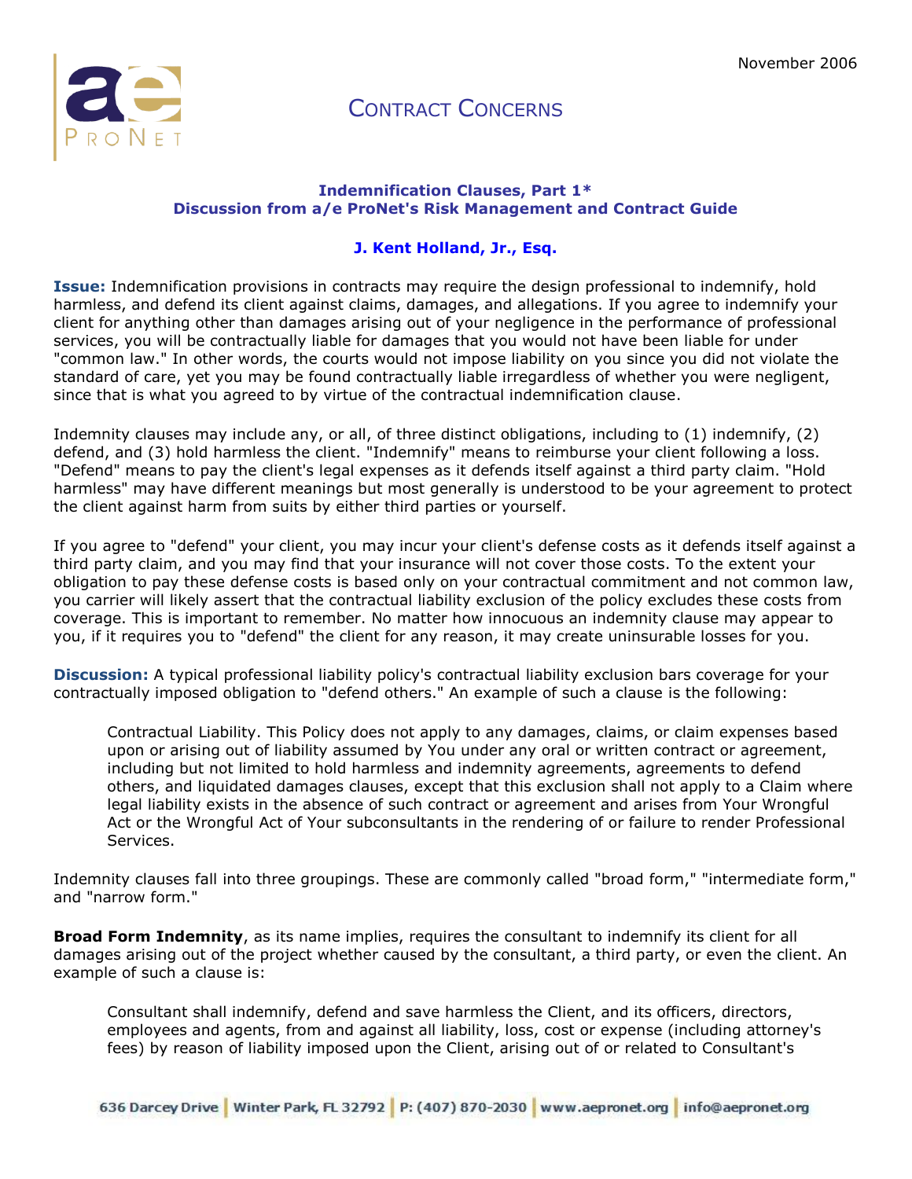November 2006

# Contract Concerns

**Indemnification Clauses, Part 1***
**Discussion from a/e ProNet's Risk Management and Contract Guide**

**J. Kent Holland, Jr., Esq.**

**Issue:** Indemnification provisions in contracts may require the design professional to indemnify, hold harmless, and defend its client against claims, damages, and allegations. If you agree to indemnify your client for anything other than damages arising out of your negligence in the performance of professional services, you will be contractually liable for damages that you would not have been liable for under "common law." In other words, the courts would not impose liability on you since you did not violate the standard of care, yet you may be found contractually liable irregardless of whether you were negligent, since that is what you agreed to by virtue of the contractual indemnification clause.

Indemnity clauses may include any, or all, of three distinct obligations, including to (1) indemnify, (2) defend, and (3) hold harmless the client. "Indemnify" means to reimburse your client following a loss. "Defend" means to pay the client's legal expenses as it defends itself against a third party claim. "Hold harmless" may have different meanings but most generally is understood to be your agreement to protect the client against harm from suits by either third parties or yourself.

If you agree to "defend" your client, you may incur your client's defense costs as it defends itself against a third party claim, and you may find that your insurance will not cover those costs. To the extent your obligation to pay these defense costs is based only on your contractual commitment and not common law, you carrier will likely assert that the contractual liability exclusion of the policy excludes these costs from coverage. This is important to remember. No matter how innocuous an indemnity clause may appear to you, if it requires you to "defend" the client for any reason, it may create uninsurable losses for you.

**Discussion:** A typical professional liability policy's contractual liability exclusion bars coverage for your contractually imposed obligation to "defend others." An example of such a clause is the following:

> Contractual Liability. This Policy does not apply to any damages, claims, or claim expenses based upon or arising out of liability assumed by You under any oral or written contract or agreement, including but not limited to hold harmless and indemnity agreements, agreements to defend others, and liquidated damages clauses, except that this exclusion shall not apply to a Claim where legal liability exists in the absence of such contract or agreement and arises from Your Wrongful Act or the Wrongful Act of Your subconsultants in the rendering of or failure to render Professional Services.

Indemnity clauses fall into three groupings. These are commonly called "broad form," "intermediate form," and "narrow form."

**Broad Form Indemnity**, as its name implies, requires the consultant to indemnify its client for all damages arising out of the project whether caused by the consultant, a third party, or even the client. An example of such a clause is:

> Consultant shall indemnify, defend and save harmless the Client, and its officers, directors, employees and agents, from and against all liability, loss, cost or expense (including attorney's fees) by reason of liability imposed upon the Client, arising out of or related to Consultant's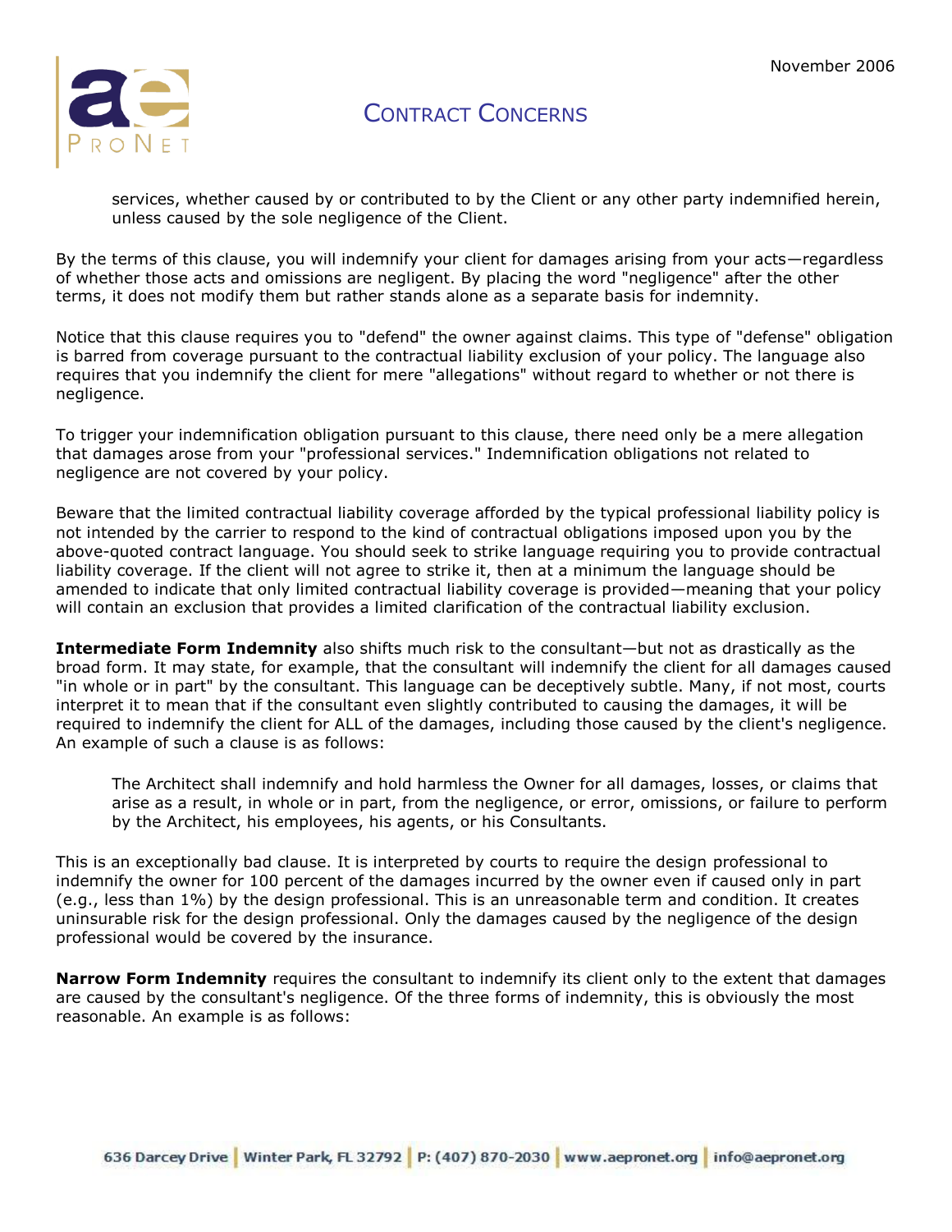> services, whether caused by or contributed to by the Client or any other party indemnified herein, unless caused by the sole negligence of the Client.

By the terms of this clause, you will indemnify your client for damages arising from your acts—regardless of whether those acts and omissions are negligent. By placing the word "negligence" after the other terms, it does not modify them but rather stands alone as a separate basis for indemnity.

Notice that this clause requires you to "defend" the owner against claims. This type of "defense" obligation is barred from coverage pursuant to the contractual liability exclusion of your policy. The language also requires that you indemnify the client for mere "allegations" without regard to whether or not there is negligence.

To trigger your indemnification obligation pursuant to this clause, there need only be a mere allegation that damages arose from your "professional services." Indemnification obligations not related to negligence are not covered by your policy.

Beware that the limited contractual liability coverage afforded by the typical professional liability policy is not intended by the carrier to respond to the kind of contractual obligations imposed upon you by the above-quoted contract language. You should seek to strike language requiring you to provide contractual liability coverage. If the client will not agree to strike it, then at a minimum the language should be amended to indicate that only limited contractual liability coverage is provided—meaning that your policy will contain an exclusion that provides a limited clarification of the contractual liability exclusion.

**Intermediate Form Indemnity** also shifts much risk to the consultant—but not as drastically as the broad form. It may state, for example, that the consultant will indemnify the client for all damages caused "in whole or in part" by the consultant. This language can be deceptively subtle. Many, if not most, courts interpret it to mean that if the consultant even slightly contributed to causing the damages, it will be required to indemnify the client for ALL of the damages, including those caused by the client's negligence. An example of such a clause is as follows:

> The Architect shall indemnify and hold harmless the Owner for all damages, losses, or claims that arise as a result, in whole or in part, from the negligence, or error, omissions, or failure to perform by the Architect, his employees, his agents, or his Consultants.

This is an exceptionally bad clause. It is interpreted by courts to require the design professional to indemnify the owner for 100 percent of the damages incurred by the owner even if caused only in part (e.g., less than 1%) by the design professional. This is an unreasonable term and condition. It creates uninsurable risk for the design professional. Only the damages caused by the negligence of the design professional would be covered by the insurance.

**Narrow Form Indemnity** requires the consultant to indemnify its client only to the extent that damages are caused by the consultant's negligence. Of the three forms of indemnity, this is obviously the most reasonable. An example is as follows: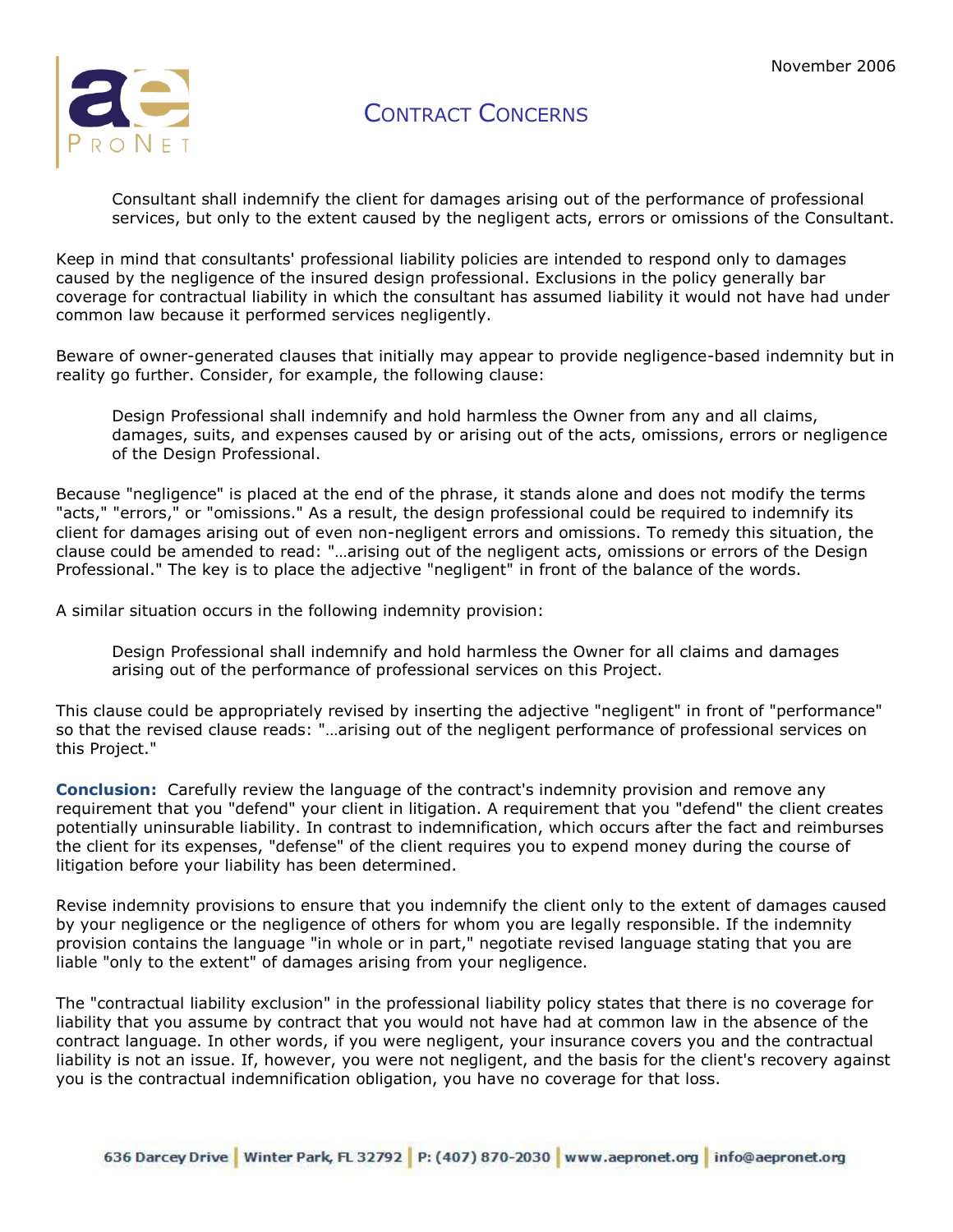Consultant shall indemnify the client for damages arising out of the performance of professional services, but only to the extent caused by the negligent acts, errors or omissions of the Consultant.

Keep in mind that consultants' professional liability policies are intended to respond only to damages caused by the negligence of the insured design professional. Exclusions in the policy generally bar coverage for contractual liability in which the consultant has assumed liability it would not have had under common law because it performed services negligently.

Beware of owner-generated clauses that initially may appear to provide negligence-based indemnity but in reality go further. Consider, for example, the following clause:

> Design Professional shall indemnify and hold harmless the Owner from any and all claims, damages, suits, and expenses caused by or arising out of the acts, omissions, errors or negligence of the Design Professional.

Because "negligence" is placed at the end of the phrase, it stands alone and does not modify the terms "acts," "errors," or "omissions." As a result, the design professional could be required to indemnify its client for damages arising out of even non-negligent errors and omissions. To remedy this situation, the clause could be amended to read: "…arising out of the negligent acts, omissions or errors of the Design Professional." The key is to place the adjective "negligent" in front of the balance of the words.

A similar situation occurs in the following indemnity provision:

> Design Professional shall indemnify and hold harmless the Owner for all claims and damages arising out of the performance of professional services on this Project.

This clause could be appropriately revised by inserting the adjective "negligent" in front of "performance" so that the revised clause reads: "…arising out of the negligent performance of professional services on this Project."

**Conclusion:** Carefully review the language of the contract's indemnity provision and remove any requirement that you "defend" your client in litigation. A requirement that you "defend" the client creates potentially uninsurable liability. In contrast to indemnification, which occurs after the fact and reimburses the client for its expenses, "defense" of the client requires you to expend money during the course of litigation before your liability has been determined.

Revise indemnity provisions to ensure that you indemnify the client only to the extent of damages caused by your negligence or the negligence of others for whom you are legally responsible. If the indemnity provision contains the language "in whole or in part," negotiate revised language stating that you are liable "only to the extent" of damages arising from your negligence.

The "contractual liability exclusion" in the professional liability policy states that there is no coverage for liability that you assume by contract that you would not have had at common law in the absence of the contract language. In other words, if you were negligent, your insurance covers you and the contractual liability is not an issue. If, however, you were not negligent, and the basis for the client's recovery against you is the contractual indemnification obligation, you have no coverage for that loss.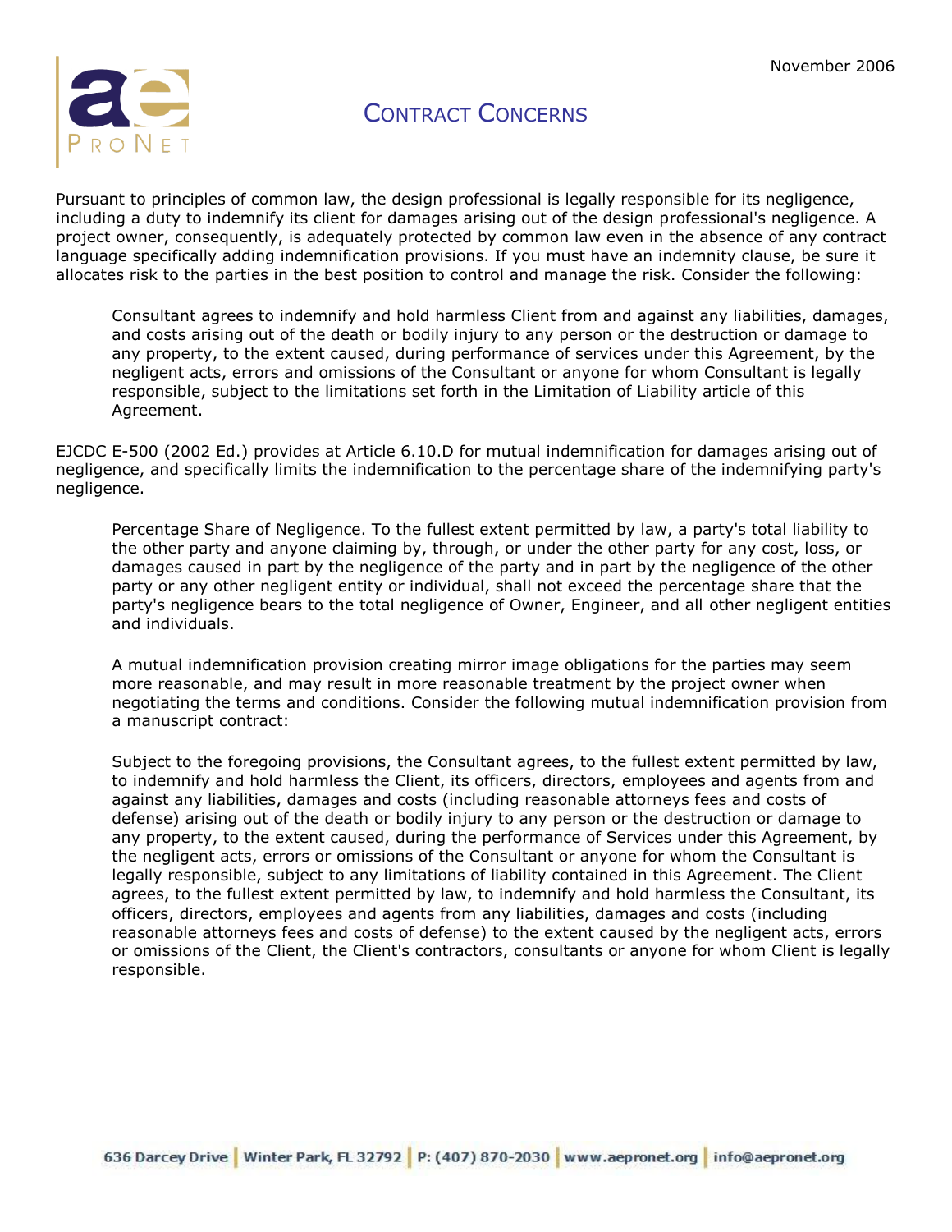# Contract Concerns

Pursuant to principles of common law, the design professional is legally responsible for its negligence, including a duty to indemnify its client for damages arising out of the design professional's negligence. A project owner, consequently, is adequately protected by common law even in the absence of any contract language specifically adding indemnification provisions. If you must have an indemnity clause, be sure it allocates risk to the parties in the best position to control and manage the risk. Consider the following:

> Consultant agrees to indemnify and hold harmless Client from and against any liabilities, damages, and costs arising out of the death or bodily injury to any person or the destruction or damage to any property, to the extent caused, during performance of services under this Agreement, by the negligent acts, errors and omissions of the Consultant or anyone for whom Consultant is legally responsible, subject to the limitations set forth in the Limitation of Liability article of this Agreement.

EJCDC E-500 (2002 Ed.) provides at Article 6.10.D for mutual indemnification for damages arising out of negligence, and specifically limits the indemnification to the percentage share of the indemnifying party's negligence.

> Percentage Share of Negligence. To the fullest extent permitted by law, a party's total liability to the other party and anyone claiming by, through, or under the other party for any cost, loss, or damages caused in part by the negligence of the party and in part by the negligence of the other party or any other negligent entity or individual, shall not exceed the percentage share that the party's negligence bears to the total negligence of Owner, Engineer, and all other negligent entities and individuals.

> A mutual indemnification provision creating mirror image obligations for the parties may seem more reasonable, and may result in more reasonable treatment by the project owner when negotiating the terms and conditions. Consider the following mutual indemnification provision from a manuscript contract:

> Subject to the foregoing provisions, the Consultant agrees, to the fullest extent permitted by law, to indemnify and hold harmless the Client, its officers, directors, employees and agents from and against any liabilities, damages and costs (including reasonable attorneys fees and costs of defense) arising out of the death or bodily injury to any person or the destruction or damage to any property, to the extent caused, during the performance of Services under this Agreement, by the negligent acts, errors or omissions of the Consultant or anyone for whom the Consultant is legally responsible, subject to any limitations of liability contained in this Agreement. The Client agrees, to the fullest extent permitted by law, to indemnify and hold harmless the Consultant, its officers, directors, employees and agents from any liabilities, damages and costs (including reasonable attorneys fees and costs of defense) to the extent caused by the negligent acts, errors or omissions of the Client, the Client's contractors, consultants or anyone for whom Client is legally responsible.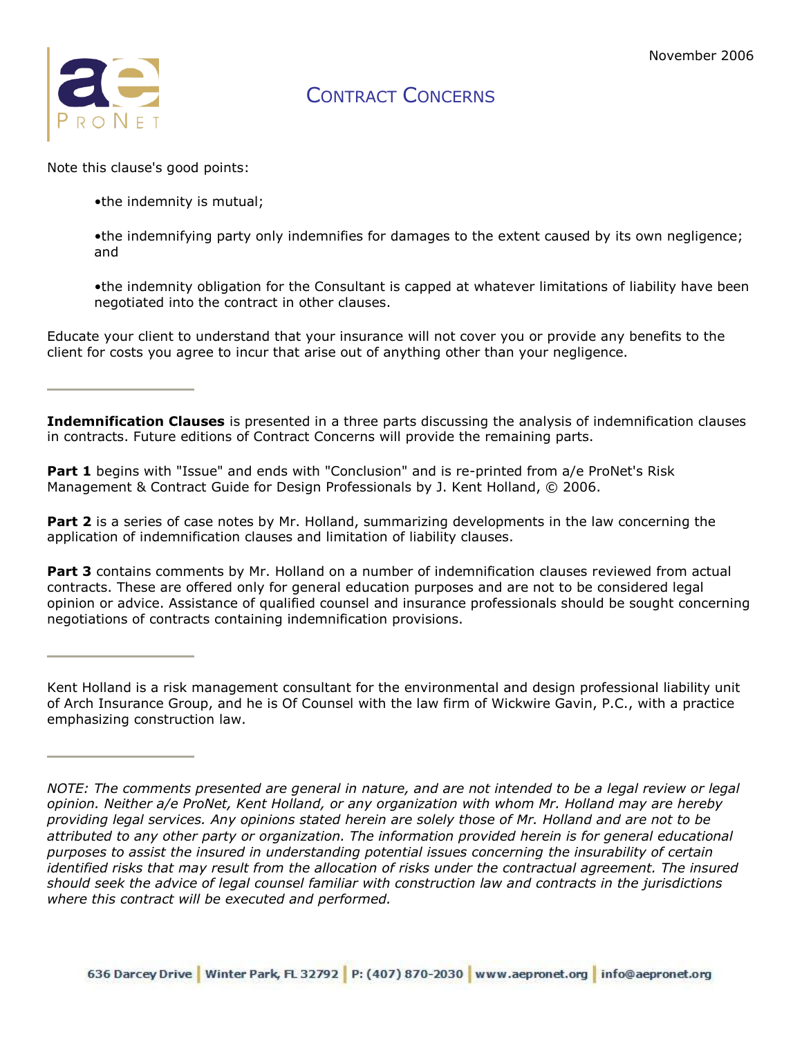Note this clause's good points:

- the indemnity is mutual;
- the indemnifying party only indemnifies for damages to the extent caused by its own negligence; and
- the indemnity obligation for the Consultant is capped at whatever limitations of liability have been negotiated into the contract in other clauses.

Educate your client to understand that your insurance will not cover you or provide any benefits to the client for costs you agree to incur that arise out of anything other than your negligence.

---

**Indemnification Clauses** is presented in a three parts discussing the analysis of indemnification clauses in contracts. Future editions of Contract Concerns will provide the remaining parts.

**Part 1** begins with "Issue" and ends with "Conclusion" and is re-printed from a/e ProNet's Risk Management & Contract Guide for Design Professionals by J. Kent Holland, © 2006.

**Part 2** is a series of case notes by Mr. Holland, summarizing developments in the law concerning the application of indemnification clauses and limitation of liability clauses.

**Part 3** contains comments by Mr. Holland on a number of indemnification clauses reviewed from actual contracts. These are offered only for general education purposes and are not to be considered legal opinion or advice. Assistance of qualified counsel and insurance professionals should be sought concerning negotiations of contracts containing indemnification provisions.

---

Kent Holland is a risk management consultant for the environmental and design professional liability unit of Arch Insurance Group, and he is Of Counsel with the law firm of Wickwire Gavin, P.C., with a practice emphasizing construction law.

---

*NOTE: The comments presented are general in nature, and are not intended to be a legal review or legal opinion. Neither a/e ProNet, Kent Holland, or any organization with whom Mr. Holland may are hereby providing legal services. Any opinions stated herein are solely those of Mr. Holland and are not to be attributed to any other party or organization. The information provided herein is for general educational purposes to assist the insured in understanding potential issues concerning the insurability of certain identified risks that may result from the allocation of risks under the contractual agreement. The insured should seek the advice of legal counsel familiar with construction law and contracts in the jurisdictions where this contract will be executed and performed.*